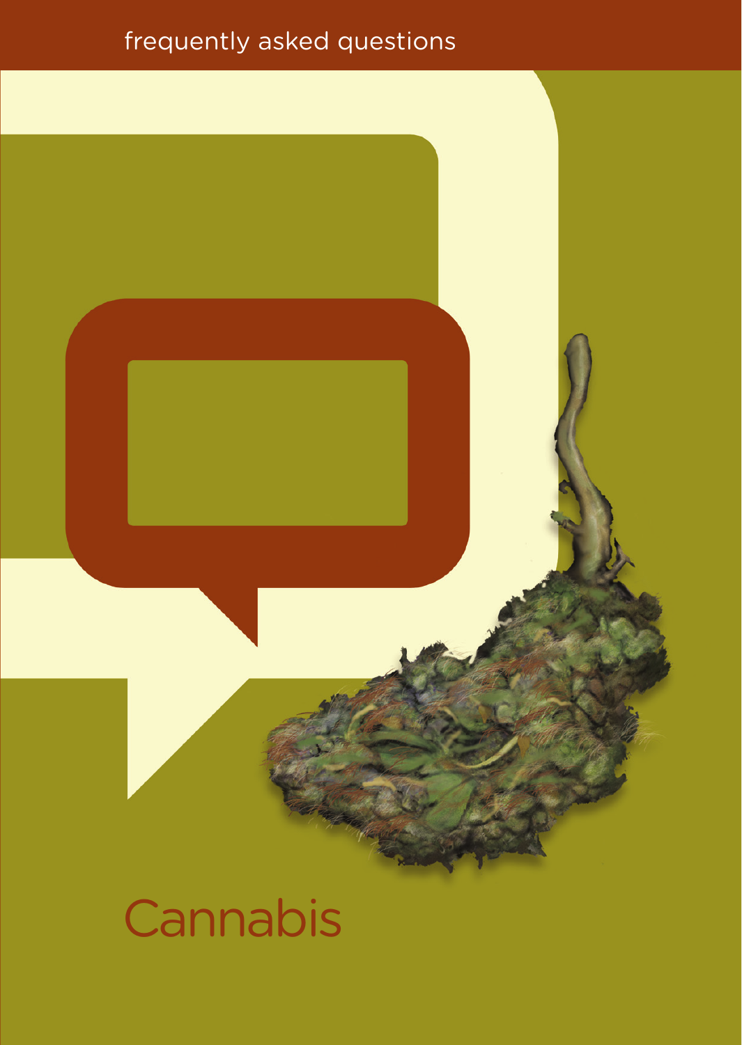frequently asked questions

# Cannabis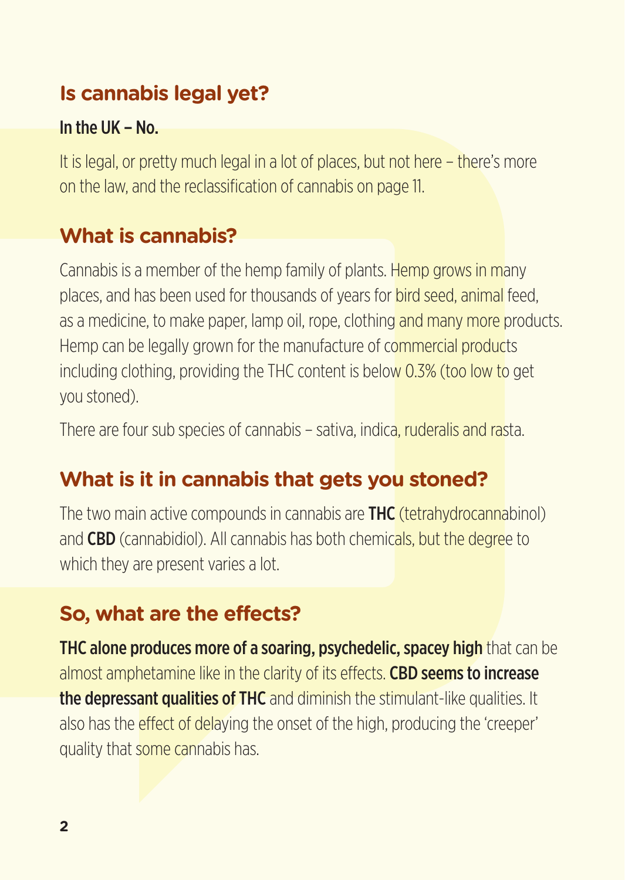## Is cannabis legal yet?

**In the UK – No.**

It is legal, or pretty much legal in a lot of places, but not here – there's more on the law, and the reclassification of cannabis on page 11.

## What is cannabis?

Cannabis is a member of the hemp family of plants. Hemp grows in many places, and has been used for thousands of years for bird seed, animal feed, as a medicine, to make paper, lamp oil, rope, clothing and many more products. Hemp can be legally grown for the manufacture of commercial products including clothing, providing the THC content is below 0.3% (too low to get you stoned).

There are four sub species of cannabis – sativa, indica, ruderalis and rasta.

## What is it in cannabis that gets you stoned?

The two main active compounds in cannabis are **THC** (tetrahydrocannabinol) and **CBD** (cannabidiol). All cannabis has both chemicals, but the degree to which they are present varies a lot.

## So, what are the effects?

**THC alone produces more of a soaring, psychedelic, spacey high** that can be almost amphetamine like in the clarity of its effects. **CBD seems to increase the depressant qualities of THC** and diminish the stimulant-like qualities. It also has the effect of delaying the onset of the high, producing the 'creeper' quality that some cannabis has.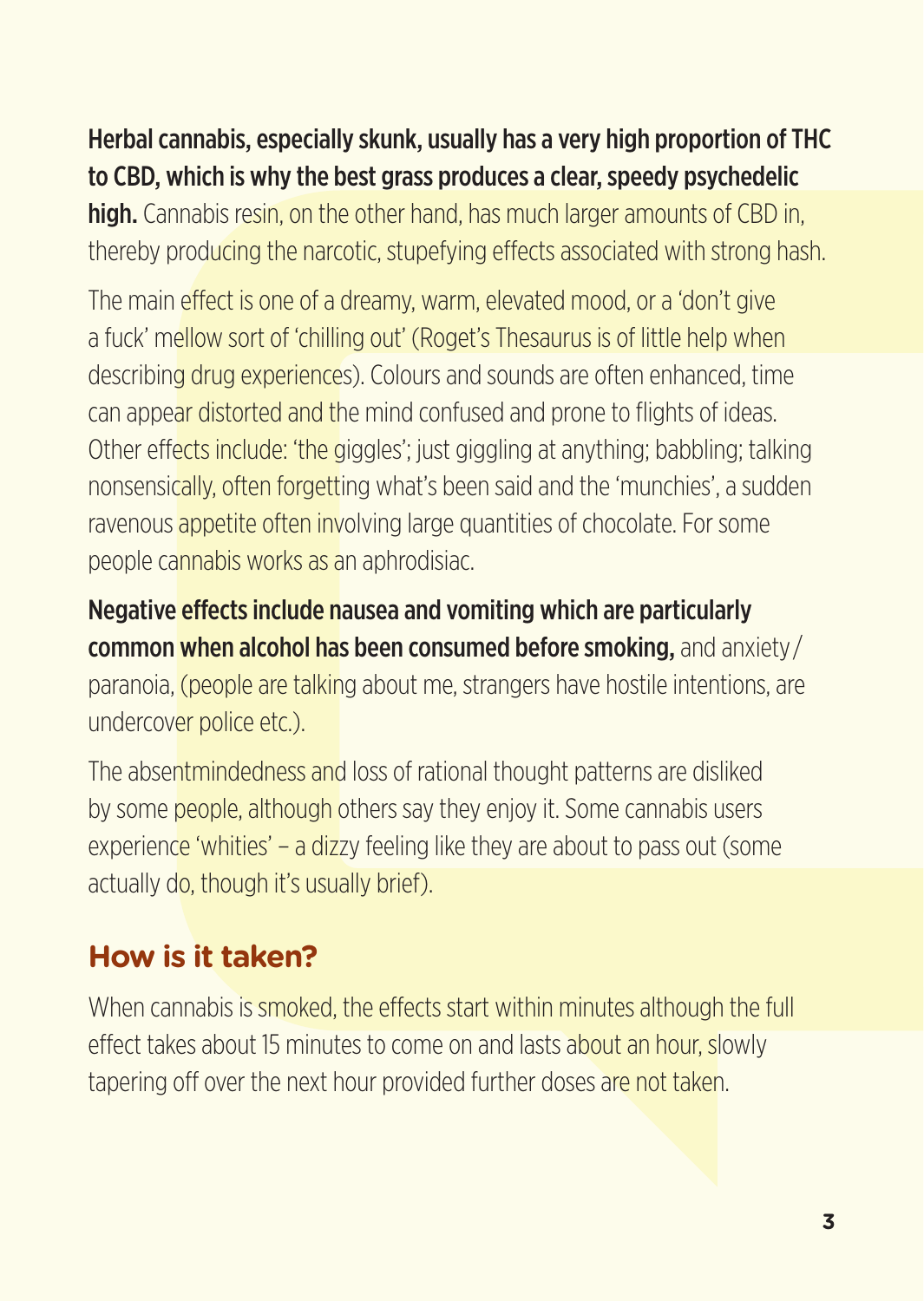**Herbal cannabis, especially skunk, usually has a very high proportion of THC to CBD, which is why the best grass produces a clear, speedy psychedelic high.** Cannabis resin, on the other hand, has much larger amounts of CBD in, thereby producing the narcotic, stupefying effects associated with strong hash.

The main effect is one of a dreamy, warm, elevated mood, or a 'don't give a fuck' mellow sort of 'chilling out' (Roget's Thesaurus is of little help when describing drug experiences). Colours and sounds are often enhanced, time can appear distorted and the mind confused and prone to flights of ideas. Other effects include: 'the giggles'; just giggling at anything; babbling; talking nonsensically, often forgetting what's been said and the 'munchies', a sudden ravenous appetite often involving large quantities of chocolate. For some people cannabis works as an aphrodisiac.

**Negative effects include nausea and vomiting which are particularly common when alcohol has been consumed before smoking,** and anxiety/paranoia, (people are talking about me, strangers have hostile intentions, are undercover police etc.).

The absentmindedness and loss of rational thought patterns are disliked by some people, although others say they enjoy it. Some cannabis users experience 'whities' – a dizzy feeling like they are about to pass out (some actually do, though it's usually brief).

## How is it taken?

When cannabis is smoked, the effects start within minutes although the full effect takes about 15 minutes to come on and lasts about an hour, slowly tapering off over the next hour provided further doses are not taken.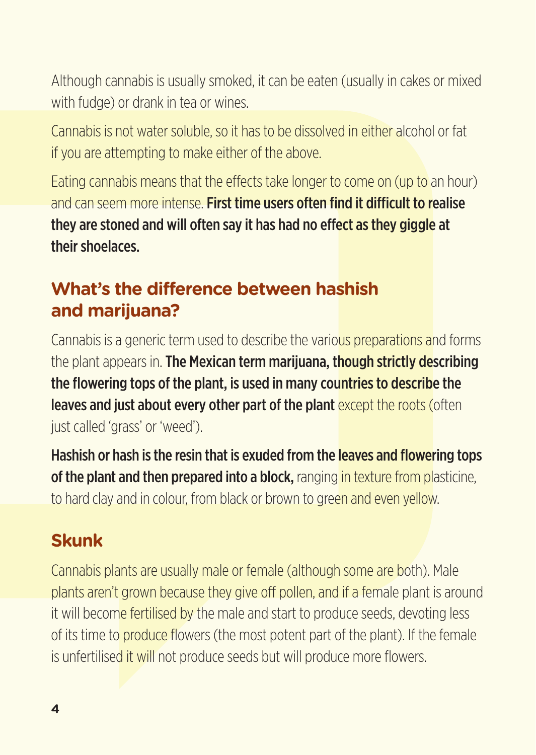Although cannabis is usually smoked, it can be eaten (usually in cakes or mixed with fudge) or drank in tea or wines.

Cannabis is not water soluble, so it has to be dissolved in either alcohol or fat if you are attempting to make either of the above.

Eating cannabis means that the effects take longer to come on (up to an hour) and can seem more intense. **First time users often find it difficult to realise they are stoned and will often say it has had no effect as they giggle at their shoelaces.**

## What's the difference between hashish and marijuana?

Cannabis is a generic term used to describe the various preparations and forms the plant appears in. **The Mexican term marijuana, though strictly describing the flowering tops of the plant, is used in many countries to describe the leaves and just about every other part of the plant** except the roots (often just called 'grass' or 'weed').

**Hashish or hash is the resin that is exuded from the leaves and flowering tops of the plant and then prepared into a block,** ranging in texture from plasticine, to hard clay and in colour, from black or brown to green and even yellow.

## Skunk

Cannabis plants are usually male or female (although some are both). Male plants aren't grown because they give off pollen, and if a female plant is around it will become fertilised by the male and start to produce seeds, devoting less of its time to produce flowers (the most potent part of the plant). If the female is unfertilised it will not produce seeds but will produce more flowers.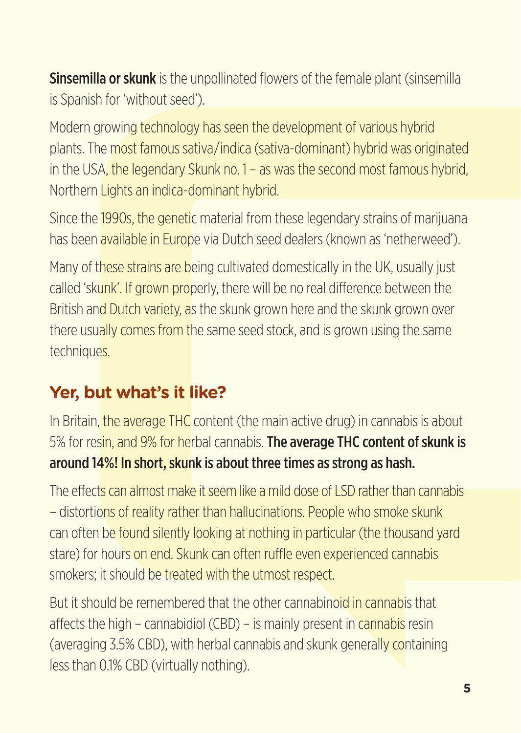**Sinsemilla or skunk** is the unpollinated flowers of the female plant (sinsemilla is Spanish for 'without seed').

Modern growing technology has seen the development of various hybrid plants. The most famous sativa/indica (sativa-dominant) hybrid was originated in the USA, the legendary Skunk no. 1 – as was the second most famous hybrid, Northern Lights an indica-dominant hybrid.

Since the 1990s, the genetic material from these legendary strains of marijuana has been available in Europe via Dutch seed dealers (known as 'netherweed').

Many of these strains are being cultivated domestically in the UK, usually just called 'skunk'. If grown properly, there will be no real difference between the British and Dutch variety, as the skunk grown here and the skunk grown over there usually comes from the same seed stock, and is grown using the same techniques.

## Yer, but what's it like?

In Britain, the average THC content (the main active drug) in cannabis is about 5% for resin, and 9% for herbal cannabis. **The average THC content of skunk is around 14%! In short, skunk is about three times as strong as hash.**

The effects can almost make it seem like a mild dose of LSD rather than cannabis – distortions of reality rather than hallucinations. People who smoke skunk can often be found silently looking at nothing in particular (the thousand yard stare) for hours on end. Skunk can often ruffle even experienced cannabis smokers; it should be treated with the utmost respect.

But it should be remembered that the other cannabinoid in cannabis that affects the high – cannabidiol (CBD) – is mainly present in cannabis resin (averaging 3.5% CBD), with herbal cannabis and skunk generally containing less than 0.1% CBD (virtually nothing).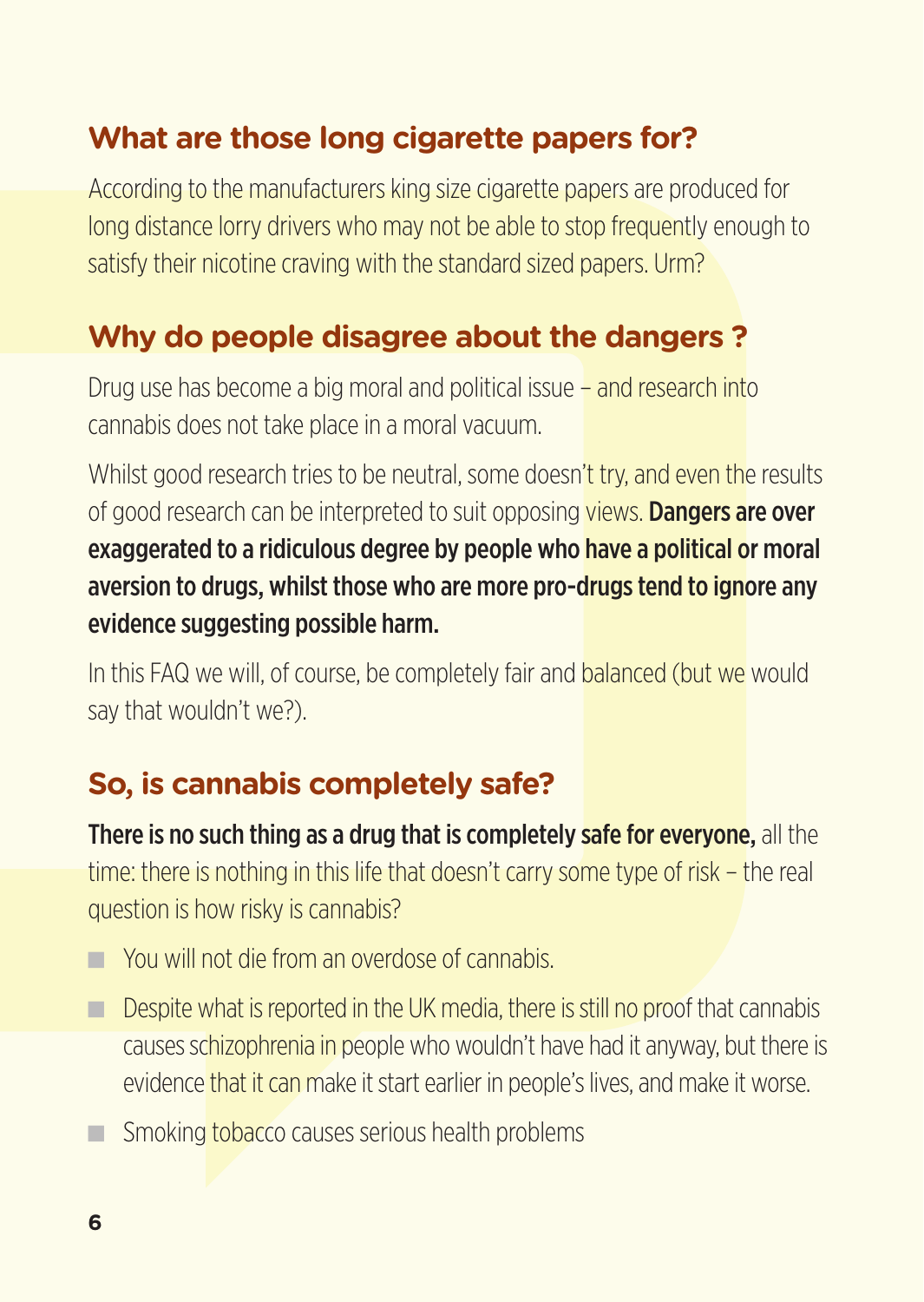## What are those long cigarette papers for?

According to the manufacturers king size cigarette papers are produced for long distance lorry drivers who may not be able to stop frequently enough to satisfy their nicotine craving with the standard sized papers. Urm?

## Why do people disagree about the dangers ?

Drug use has become a big moral and political issue – and research into cannabis does not take place in a moral vacuum.

Whilst good research tries to be neutral, some doesn't try, and even the results of good research can be interpreted to suit opposing views. **Dangers are over exaggerated to a ridiculous degree by people who have a political or moral aversion to drugs, whilst those who are more pro-drugs tend to ignore any evidence suggesting possible harm.**

In this FAQ we will, of course, be completely fair and balanced (but we would say that wouldn't we?).

## So, is cannabis completely safe?

**There is no such thing as a drug that is completely safe for everyone,** all the time: there is nothing in this life that doesn't carry some type of risk – the real question is how risky is cannabis?

- You will not die from an overdose of cannabis.
- Despite what is reported in the UK media, there is still no proof that cannabis causes schizophrenia in people who wouldn't have had it anyway, but there is evidence that it can make it start earlier in people's lives, and make it worse.
- Smoking tobacco causes serious health problems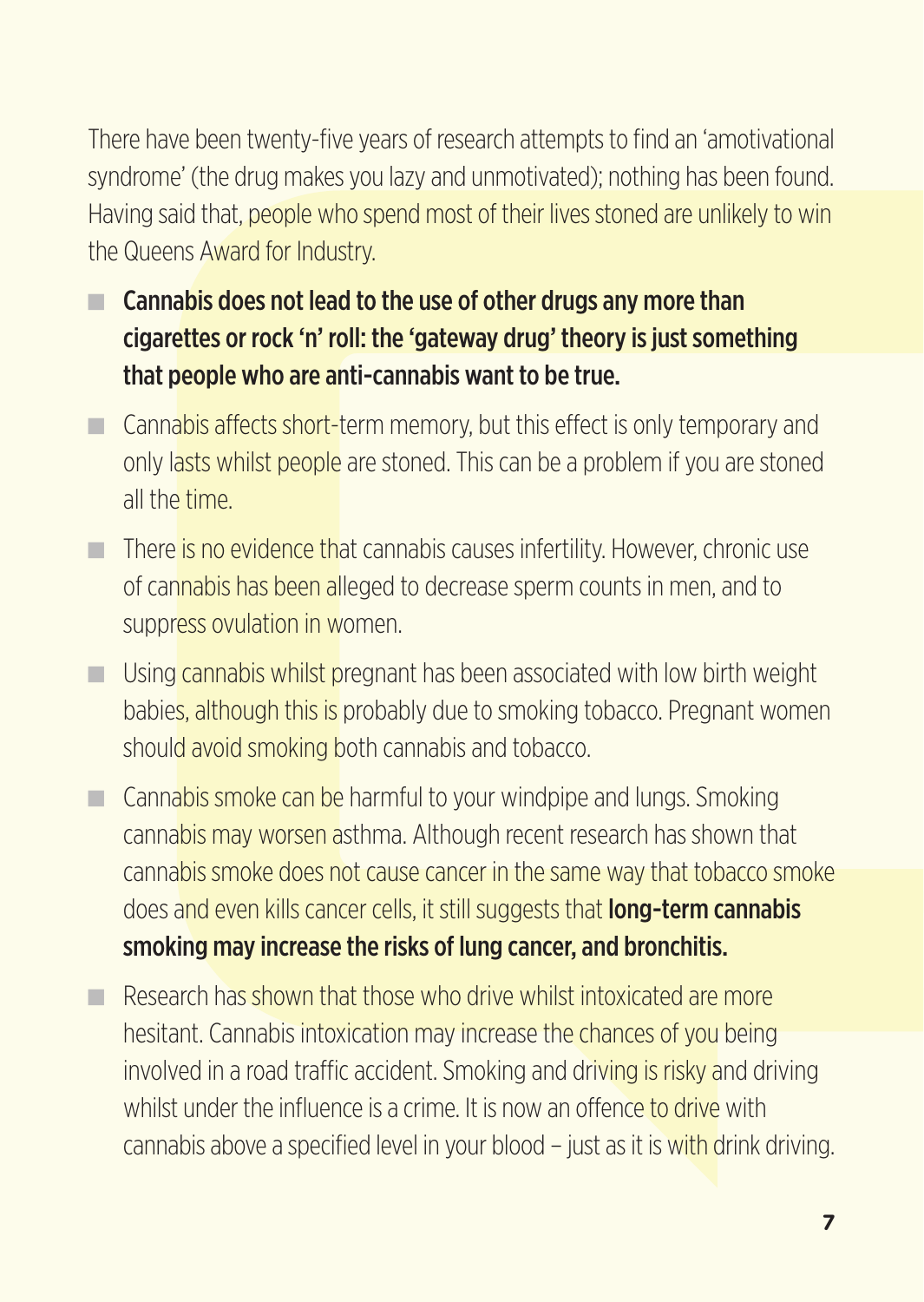There have been twenty-five years of research attempts to find an 'amotivational syndrome' (the drug makes you lazy and unmotivated); nothing has been found. Having said that, people who spend most of their lives stoned are unlikely to win the Queens Award for Industry.

- **Cannabis does not lead to the use of other drugs any more than cigarettes or rock 'n' roll: the 'gateway drug' theory is just something that people who are anti-cannabis want to be true.**
- Cannabis affects short-term memory, but this effect is only temporary and only lasts whilst people are stoned. This can be a problem if you are stoned all the time.
- There is no evidence that cannabis causes infertility. However, chronic use of cannabis has been alleged to decrease sperm counts in men, and to suppress ovulation in women.
- Using cannabis whilst pregnant has been associated with low birth weight babies, although this is probably due to smoking tobacco. Pregnant women should avoid smoking both cannabis and tobacco.
- Cannabis smoke can be harmful to your windpipe and lungs. Smoking cannabis may worsen asthma. Although recent research has shown that cannabis smoke does not cause cancer in the same way that tobacco smoke does and even kills cancer cells, it still suggests that **long-term cannabis smoking may increase the risks of lung cancer, and bronchitis.**
- Research has shown that those who drive whilst intoxicated are more hesitant. Cannabis intoxication may increase the chances of you being involved in a road traffic accident. Smoking and driving is risky and driving whilst under the influence is a crime. It is now an offence to drive with cannabis above a specified level in your blood – just as it is with drink driving.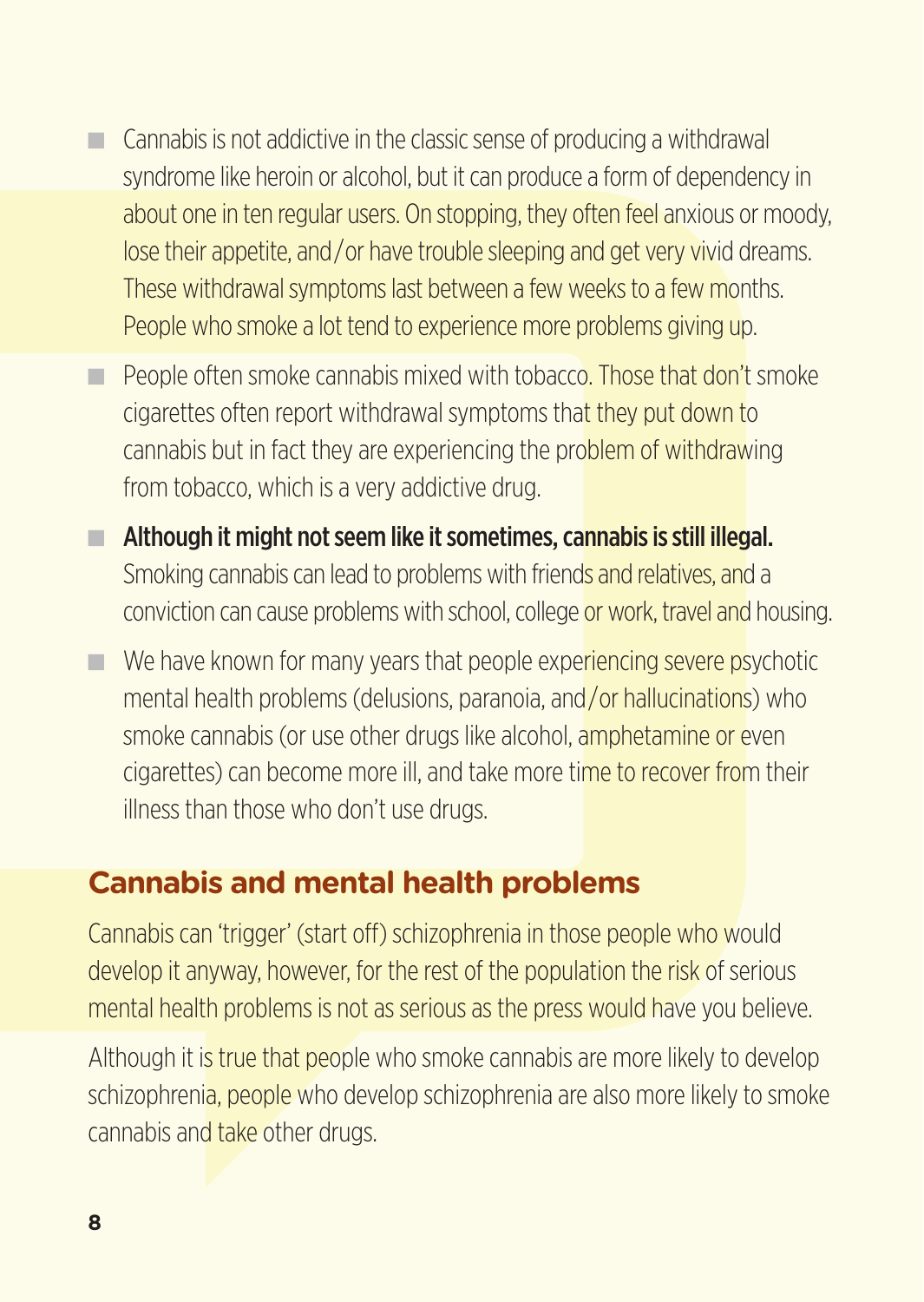- Cannabis is not addictive in the classic sense of producing a withdrawal syndrome like heroin or alcohol, but it can produce a form of dependency in about one in ten regular users. On stopping, they often feel anxious or moody, lose their appetite, and/or have trouble sleeping and get very vivid dreams. These withdrawal symptoms last between a few weeks to a few months. People who smoke a lot tend to experience more problems giving up.
- People often smoke cannabis mixed with tobacco. Those that don't smoke cigarettes often report withdrawal symptoms that they put down to cannabis but in fact they are experiencing the problem of withdrawing from tobacco, which is a very addictive drug.
- **Although it might not seem like it sometimes, cannabis is still illegal.** Smoking cannabis can lead to problems with friends and relatives, and a conviction can cause problems with school, college or work, travel and housing.
- We have known for many years that people experiencing severe psychotic mental health problems (delusions, paranoia, and/or hallucinations) who smoke cannabis (or use other drugs like alcohol, amphetamine or even cigarettes) can become more ill, and take more time to recover from their illness than those who don't use drugs.

## Cannabis and mental health problems

Cannabis can 'trigger' (start off) schizophrenia in those people who would develop it anyway, however, for the rest of the population the risk of serious mental health problems is not as serious as the press would have you believe.

Although it is true that people who smoke cannabis are more likely to develop schizophrenia, people who develop schizophrenia are also more likely to smoke cannabis and take other drugs.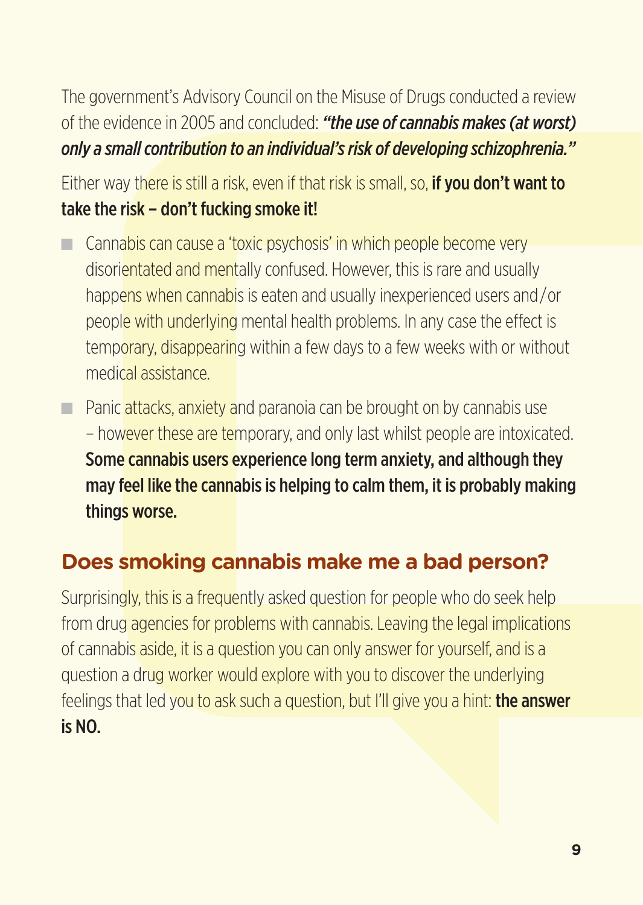The government's Advisory Council on the Misuse of Drugs conducted a review of the evidence in 2005 and concluded: ***"the use of cannabis makes (at worst) only a small contribution to an individual's risk of developing schizophrenia."***

Either way there is still a risk, even if that risk is small, so, **if you don't want to take the risk – don't fucking smoke it!**

- Cannabis can cause a 'toxic psychosis' in which people become very disorientated and mentally confused. However, this is rare and usually happens when cannabis is eaten and usually inexperienced users and/or people with underlying mental health problems. In any case the effect is temporary, disappearing within a few days to a few weeks with or without medical assistance.
- Panic attacks, anxiety and paranoia can be brought on by cannabis use – however these are temporary, and only last whilst people are intoxicated. **Some cannabis users experience long term anxiety, and although they may feel like the cannabis is helping to calm them, it is probably making things worse.**

## Does smoking cannabis make me a bad person?

Surprisingly, this is a frequently asked question for people who do seek help from drug agencies for problems with cannabis. Leaving the legal implications of cannabis aside, it is a question you can only answer for yourself, and is a question a drug worker would explore with you to discover the underlying feelings that led you to ask such a question, but I'll give you a hint: **the answer is NO.**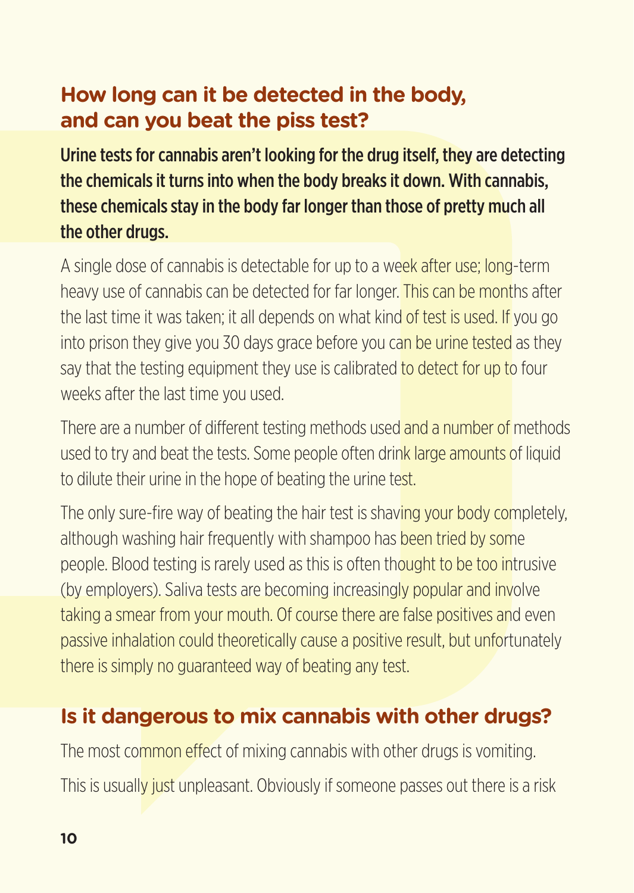## How long can it be detected in the body, and can you beat the piss test?

**Urine tests for cannabis aren't looking for the drug itself, they are detecting the chemicals it turns into when the body breaks it down. With cannabis, these chemicals stay in the body far longer than those of pretty much all the other drugs.**

A single dose of cannabis is detectable for up to a week after use; long-term heavy use of cannabis can be detected for far longer. This can be months after the last time it was taken; it all depends on what kind of test is used. If you go into prison they give you 30 days grace before you can be urine tested as they say that the testing equipment they use is calibrated to detect for up to four weeks after the last time you used.

There are a number of different testing methods used and a number of methods used to try and beat the tests. Some people often drink large amounts of liquid to dilute their urine in the hope of beating the urine test.

The only sure-fire way of beating the hair test is shaving your body completely, although washing hair frequently with shampoo has been tried by some people. Blood testing is rarely used as this is often thought to be too intrusive (by employers). Saliva tests are becoming increasingly popular and involve taking a smear from your mouth. Of course there are false positives and even passive inhalation could theoretically cause a positive result, but unfortunately there is simply no guaranteed way of beating any test.

## Is it dangerous to mix cannabis with other drugs?

The most common effect of mixing cannabis with other drugs is vomiting.

This is usually just unpleasant. Obviously if someone passes out there is a risk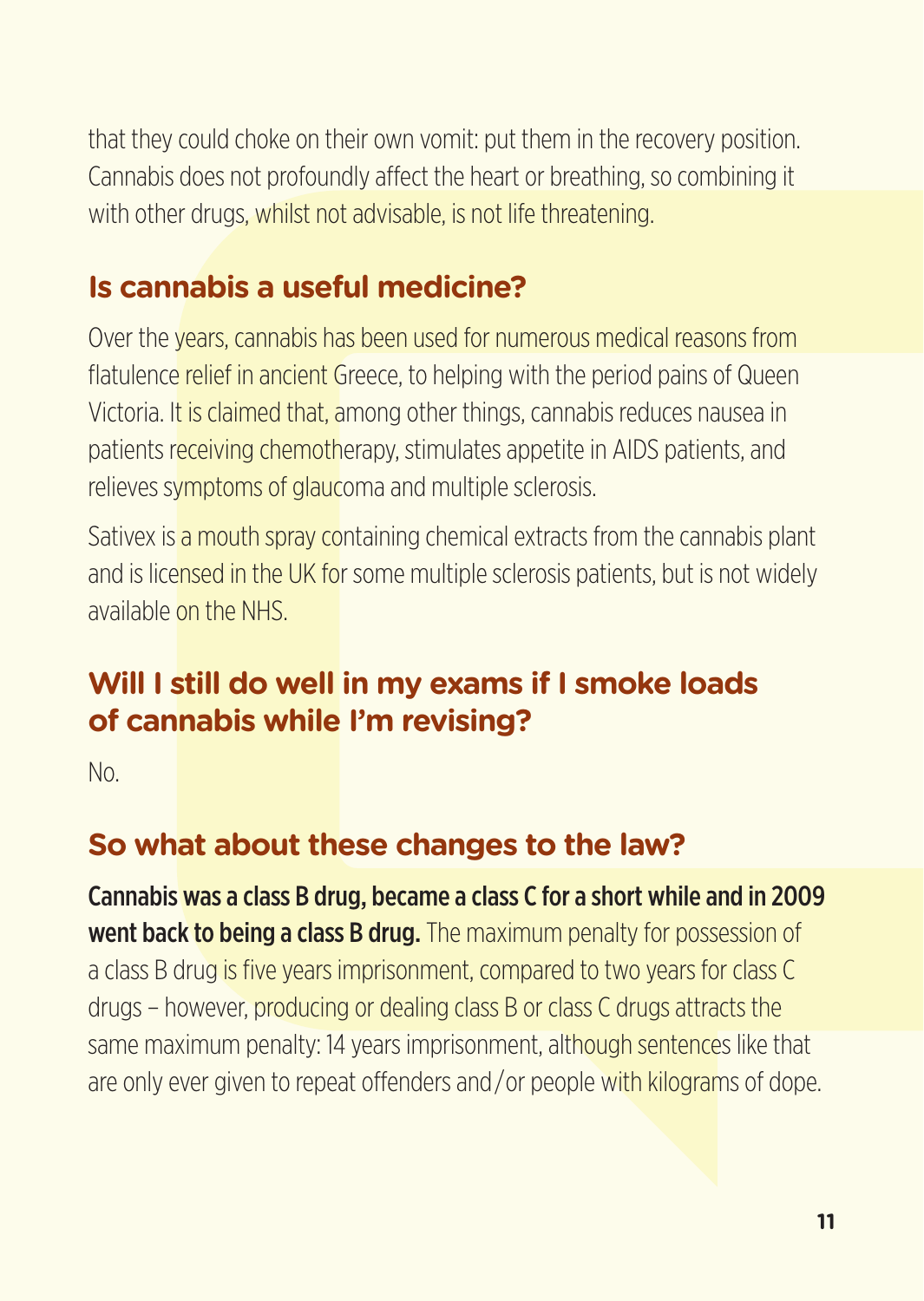that they could choke on their own vomit: put them in the recovery position. Cannabis does not profoundly affect the heart or breathing, so combining it with other drugs, whilst not advisable, is not life threatening.

## Is cannabis a useful medicine?

Over the years, cannabis has been used for numerous medical reasons from flatulence relief in ancient Greece, to helping with the period pains of Queen Victoria. It is claimed that, among other things, cannabis reduces nausea in patients receiving chemotherapy, stimulates appetite in AIDS patients, and relieves symptoms of glaucoma and multiple sclerosis.

Sativex is a mouth spray containing chemical extracts from the cannabis plant and is licensed in the UK for some multiple sclerosis patients, but is not widely available on the NHS.

## Will I still do well in my exams if I smoke loads of cannabis while I'm revising?

No.

## So what about these changes to the law?

**Cannabis was a class B drug, became a class C for a short while and in 2009 went back to being a class B drug.** The maximum penalty for possession of a class B drug is five years imprisonment, compared to two years for class C drugs – however, producing or dealing class B or class C drugs attracts the same maximum penalty: 14 years imprisonment, although sentences like that are only ever given to repeat offenders and/or people with kilograms of dope.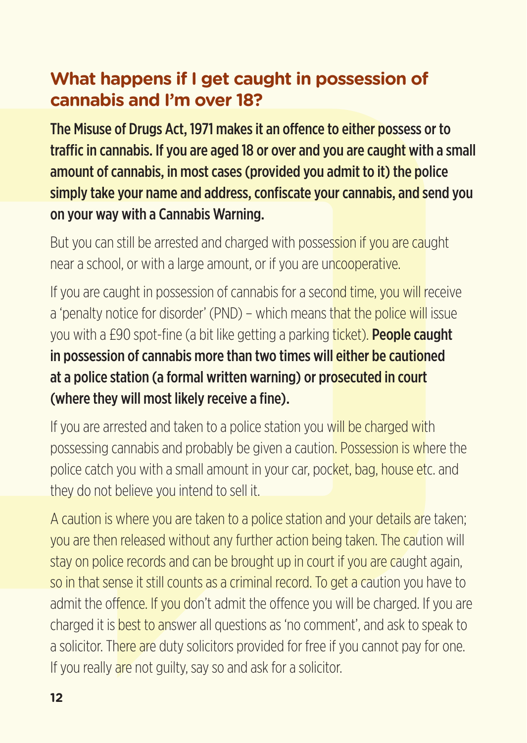## What happens if I get caught in possession of cannabis and I'm over 18?

**The Misuse of Drugs Act, 1971 makes it an offence to either possess or to traffic in cannabis. If you are aged 18 or over and you are caught with a small amount of cannabis, in most cases (provided you admit to it) the police simply take your name and address, confiscate your cannabis, and send you on your way with a Cannabis Warning.**

But you can still be arrested and charged with possession if you are caught near a school, or with a large amount, or if you are uncooperative.

If you are caught in possession of cannabis for a second time, you will receive a 'penalty notice for disorder' (PND) – which means that the police will issue you with a £90 spot-fine (a bit like getting a parking ticket). **People caught in possession of cannabis more than two times will either be cautioned at a police station (a formal written warning) or prosecuted in court (where they will most likely receive a fine).**

If you are arrested and taken to a police station you will be charged with possessing cannabis and probably be given a caution. Possession is where the police catch you with a small amount in your car, pocket, bag, house etc. and they do not believe you intend to sell it.

A caution is where you are taken to a police station and your details are taken; you are then released without any further action being taken. The caution will stay on police records and can be brought up in court if you are caught again, so in that sense it still counts as a criminal record. To get a caution you have to admit the offence. If you don't admit the offence you will be charged. If you are charged it is best to answer all questions as 'no comment', and ask to speak to a solicitor. There are duty solicitors provided for free if you cannot pay for one. If you really are not guilty, say so and ask for a solicitor.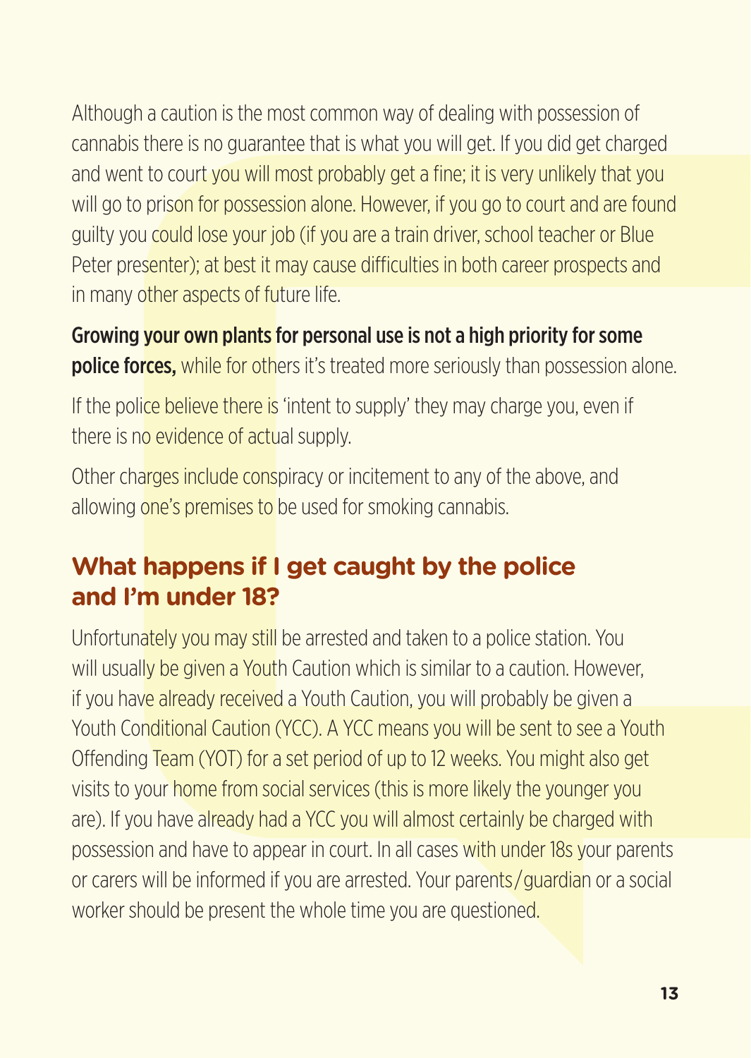Although a caution is the most common way of dealing with possession of cannabis there is no guarantee that is what you will get. If you did get charged and went to court you will most probably get a fine; it is very unlikely that you will go to prison for possession alone. However, if you go to court and are found guilty you could lose your job (if you are a train driver, school teacher or Blue Peter presenter); at best it may cause difficulties in both career prospects and in many other aspects of future life.

**Growing your own plants for personal use is not a high priority for some police forces,** while for others it's treated more seriously than possession alone.

If the police believe there is 'intent to supply' they may charge you, even if there is no evidence of actual supply.

Other charges include conspiracy or incitement to any of the above, and allowing one's premises to be used for smoking cannabis.

## What happens if I get caught by the police and I'm under 18?

Unfortunately you may still be arrested and taken to a police station. You will usually be given a Youth Caution which is similar to a caution. However, if you have already received a Youth Caution, you will probably be given a Youth Conditional Caution (YCC). A YCC means you will be sent to see a Youth Offending Team (YOT) for a set period of up to 12 weeks. You might also get visits to your home from social services (this is more likely the younger you are). If you have already had a YCC you will almost certainly be charged with possession and have to appear in court. In all cases with under 18s your parents or carers will be informed if you are arrested. Your parents/guardian or a social worker should be present the whole time you are questioned.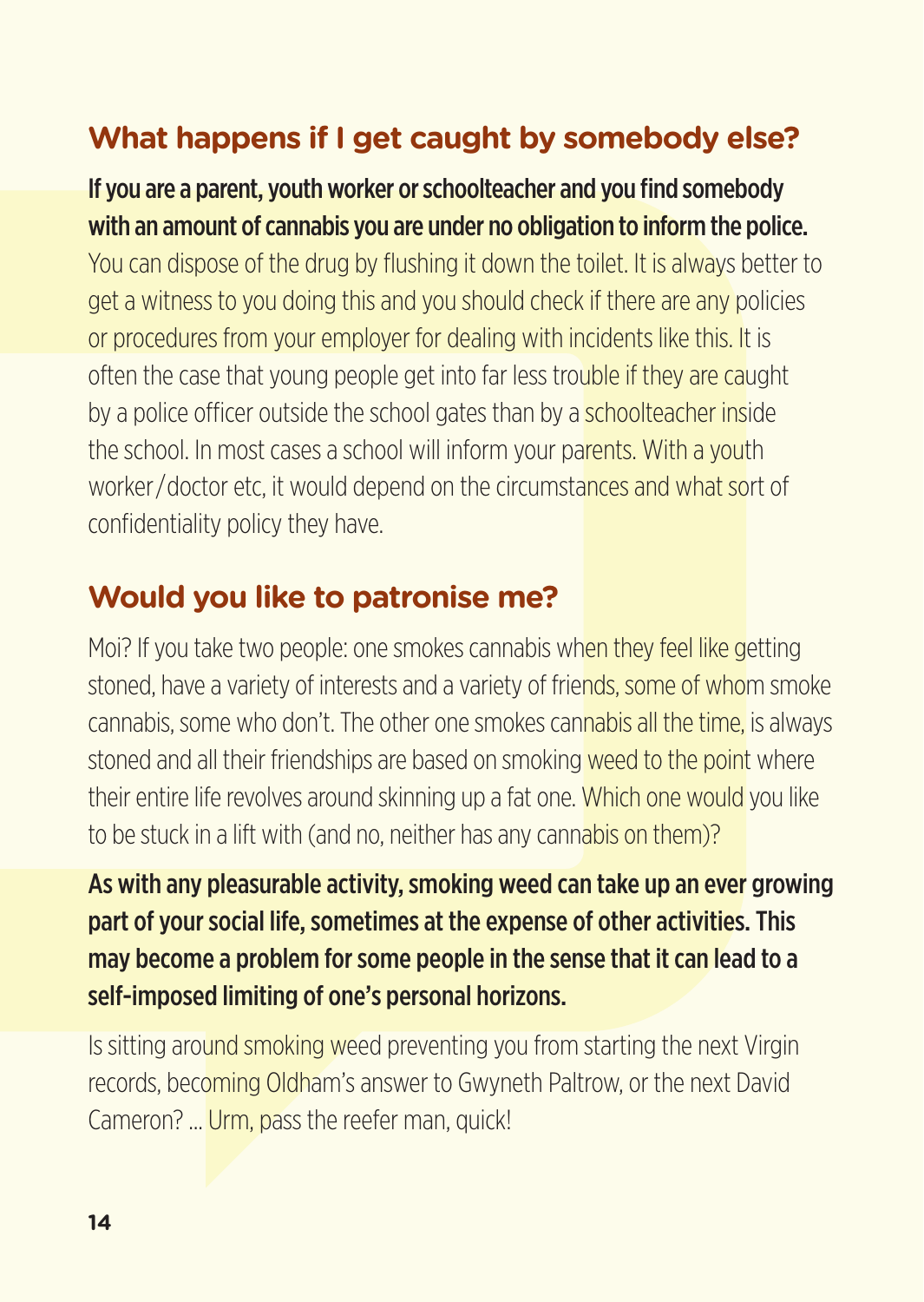## What happens if I get caught by somebody else?

**If you are a parent, youth worker or schoolteacher and you find somebody with an amount of cannabis you are under no obligation to inform the police.** You can dispose of the drug by flushing it down the toilet. It is always better to get a witness to you doing this and you should check if there are any policies or procedures from your employer for dealing with incidents like this. It is often the case that young people get into far less trouble if they are caught by a police officer outside the school gates than by a schoolteacher inside the school. In most cases a school will inform your parents. With a youth worker/doctor etc, it would depend on the circumstances and what sort of confidentiality policy they have.

## Would you like to patronise me?

Moi? If you take two people: one smokes cannabis when they feel like getting stoned, have a variety of interests and a variety of friends, some of whom smoke cannabis, some who don't. The other one smokes cannabis all the time, is always stoned and all their friendships are based on smoking weed to the point where their entire life revolves around skinning up a fat one. Which one would you like to be stuck in a lift with (and no, neither has any cannabis on them)?

**As with any pleasurable activity, smoking weed can take up an ever growing part of your social life, sometimes at the expense of other activities. This may become a problem for some people in the sense that it can lead to a self-imposed limiting of one's personal horizons.**

Is sitting around smoking weed preventing you from starting the next Virgin records, becoming Oldham's answer to Gwyneth Paltrow, or the next David Cameron? ... Urm, pass the reefer man, quick!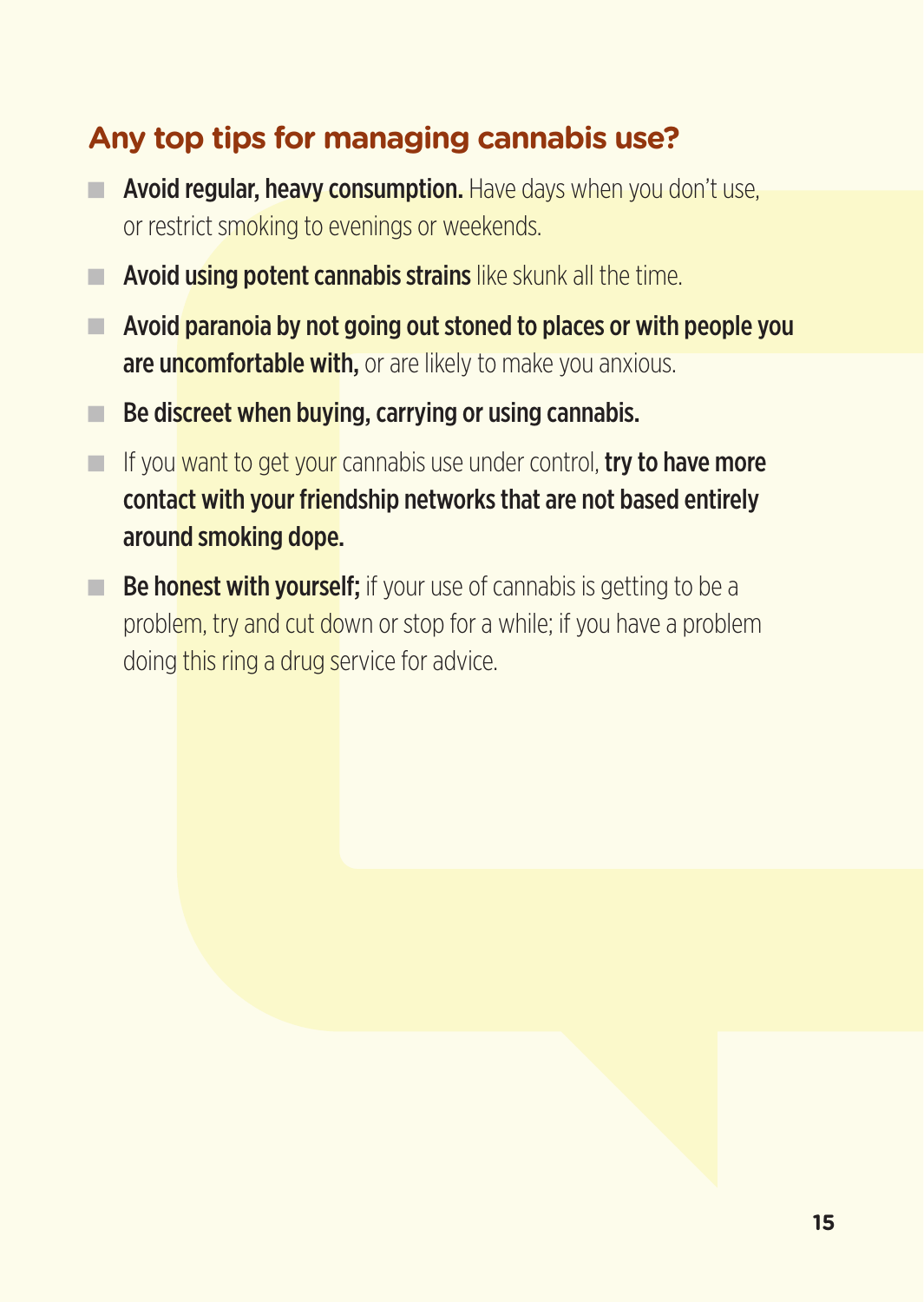## Any top tips for managing cannabis use?

- **Avoid regular, heavy consumption.** Have days when you don't use, or restrict smoking to evenings or weekends.
- **Avoid using potent cannabis strains** like skunk all the time.
- **Avoid paranoia by not going out stoned to places or with people you are uncomfortable with,** or are likely to make you anxious.
- **Be discreet when buying, carrying or using cannabis.**
- If you want to get your cannabis use under control, **try to have more contact with your friendship networks that are not based entirely around smoking dope.**
- **Be honest with yourself;** if your use of cannabis is getting to be a problem, try and cut down or stop for a while; if you have a problem doing this ring a drug service for advice.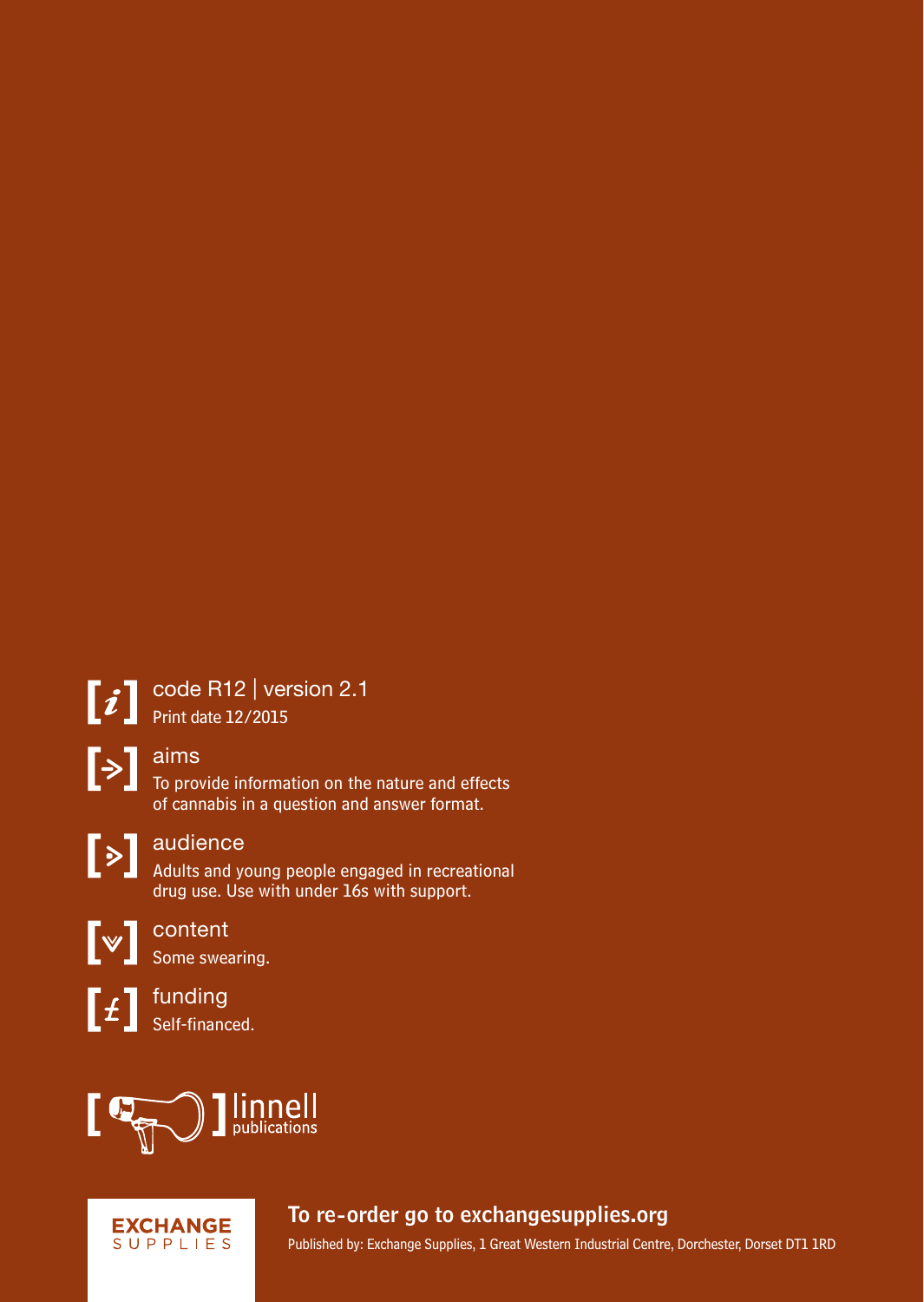code R12 | version 2.1
Print date 12/2015

aims
To provide information on the nature and effects of cannabis in a question and answer format.

audience
Adults and young people engaged in recreational drug use. Use with under 16s with support.

content
Some swearing.

funding
Self-financed.

linnell publications

EXCHANGE SUPPLIES

**To re-order go to exchangesupplies.org**

Published by: Exchange Supplies, 1 Great Western Industrial Centre, Dorchester, Dorset DT1 1RD